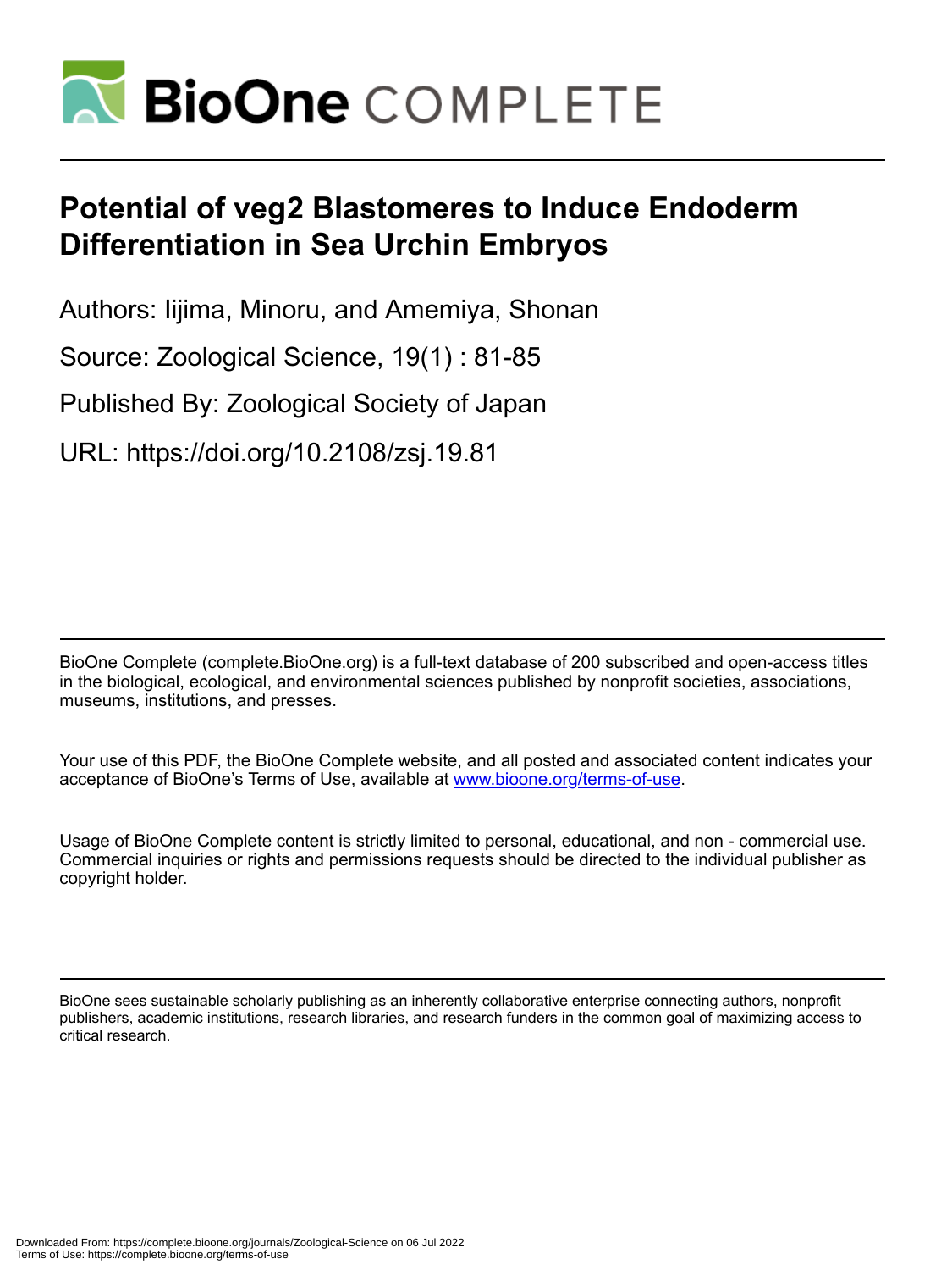# Potential of veg2 Blastomeres to Induce Endoderm Differentiation in Sea Urchin Embryos

Authors: Iijima, Minoru, and Amemiya, Shonan

Source: Zoological Science, 19(1) : 81-85

Published By: Zoological Society of Japan

URL: https://doi.org/10.2108/zsj.19.81

BioOne Complete (complete.BioOne.org) is a full-text database of 200 subscribed and open-access titles in the biological, ecological, and environmental sciences published by nonprofit societies, associations, museums, institutions, and presses.

Your use of this PDF, the BioOne Complete website, and all posted and associated content indicates your acceptance of BioOne's Terms of Use, available at www.bioone.org/terms-of-use.

Usage of BioOne Complete content is strictly limited to personal, educational, and non - commercial use. Commercial inquiries or rights and permissions requests should be directed to the individual publisher as copyright holder.

BioOne sees sustainable scholarly publishing as an inherently collaborative enterprise connecting authors, nonprofit publishers, academic institutions, research libraries, and research funders in the common goal of maximizing access to critical research.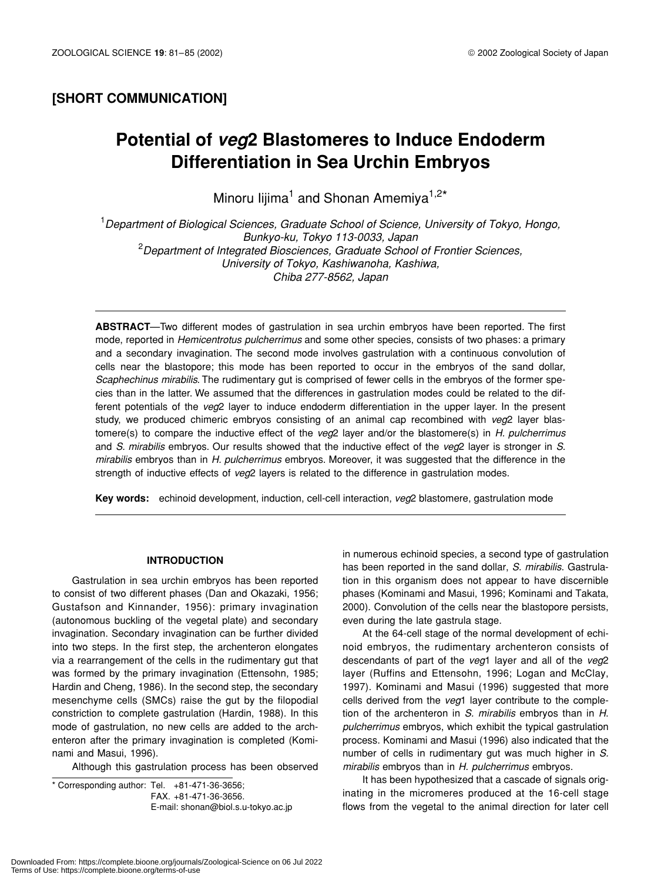**[SHORT COMMUNICATION]**

# Potential of *veg*2 Blastomeres to Induce Endoderm Differentiation in Sea Urchin Embryos

Minoru Iijima[1] and Shonan Amemiya[1,2]*

[1]*Department of Biological Sciences, Graduate School of Science, University of Tokyo, Hongo, Bunkyo-ku, Tokyo 113-0033, Japan*
[2]*Department of Integrated Biosciences, Graduate School of Frontier Sciences, University of Tokyo, Kashiwanoha, Kashiwa, Chiba 277-8562, Japan*

**ABSTRACT**—Two different modes of gastrulation in sea urchin embryos have been reported. The first mode, reported in *Hemicentrotus pulcherrimus* and some other species, consists of two phases: a primary and a secondary invagination. The second mode involves gastrulation with a continuous convolution of cells near the blastopore; this mode has been reported to occur in the embryos of the sand dollar, *Scaphechinus mirabilis*. The rudimentary gut is comprised of fewer cells in the embryos of the former species than in the latter. We assumed that the differences in gastrulation modes could be related to the different potentials of the *veg*2 layer to induce endoderm differentiation in the upper layer. In the present study, we produced chimeric embryos consisting of an animal cap recombined with *veg*2 layer blastomere(s) to compare the inductive effect of the *veg*2 layer and/or the blastomere(s) in *H. pulcherrimus* and *S. mirabilis* embryos. Our results showed that the inductive effect of the *veg*2 layer is stronger in *S. mirabilis* embryos than in *H. pulcherrimus* embryos. Moreover, it was suggested that the difference in the strength of inductive effects of *veg*2 layers is related to the difference in gastrulation modes.

**Key words:** echinoid development, induction, cell-cell interaction, *veg*2 blastomere, gastrulation mode

## INTRODUCTION

Gastrulation in sea urchin embryos has been reported to consist of two different phases (Dan and Okazaki, 1956; Gustafson and Kinnander, 1956): primary invagination (autonomous buckling of the vegetal plate) and secondary invagination. Secondary invagination can be further divided into two steps. In the first step, the archenteron elongates via a rearrangement of the cells in the rudimentary gut that was formed by the primary invagination (Ettensohn, 1985; Hardin and Cheng, 1986). In the second step, the secondary mesenchyme cells (SMCs) raise the gut by the filopodial constriction to complete gastrulation (Hardin, 1988). In this mode of gastrulation, no new cells are added to the archenteron after the primary invagination is completed (Kominami and Masui, 1996).

Although this gastrulation process has been observed in numerous echinoid species, a second type of gastrulation has been reported in the sand dollar, *S. mirabilis*. Gastrulation in this organism does not appear to have discernible phases (Kominami and Masui, 1996; Kominami and Takata, 2000). Convolution of the cells near the blastopore persists, even during the late gastrula stage.

At the 64-cell stage of the normal development of echinoid embryos, the rudimentary archenteron consists of descendants of part of the *veg*1 layer and all of the *veg*2 layer (Ruffins and Ettensohn, 1996; Logan and McClay, 1997). Kominami and Masui (1996) suggested that more cells derived from the *veg*1 layer contribute to the completion of the archenteron in *S. mirabilis* embryos than in *H. pulcherrimus* embryos, which exhibit the typical gastrulation process. Kominami and Masui (1996) also indicated that the number of cells in rudimentary gut was much higher in *S. mirabilis* embryos than in *H. pulcherrimus* embryos.

It has been hypothesized that a cascade of signals originating in the micromeres produced at the 16-cell stage flows from the vegetal to the animal direction for later cell

* Corresponding author: Tel. +81-471-36-3656;
FAX. +81-471-36-3656.
E-mail: shonan@biol.s.u-tokyo.ac.jp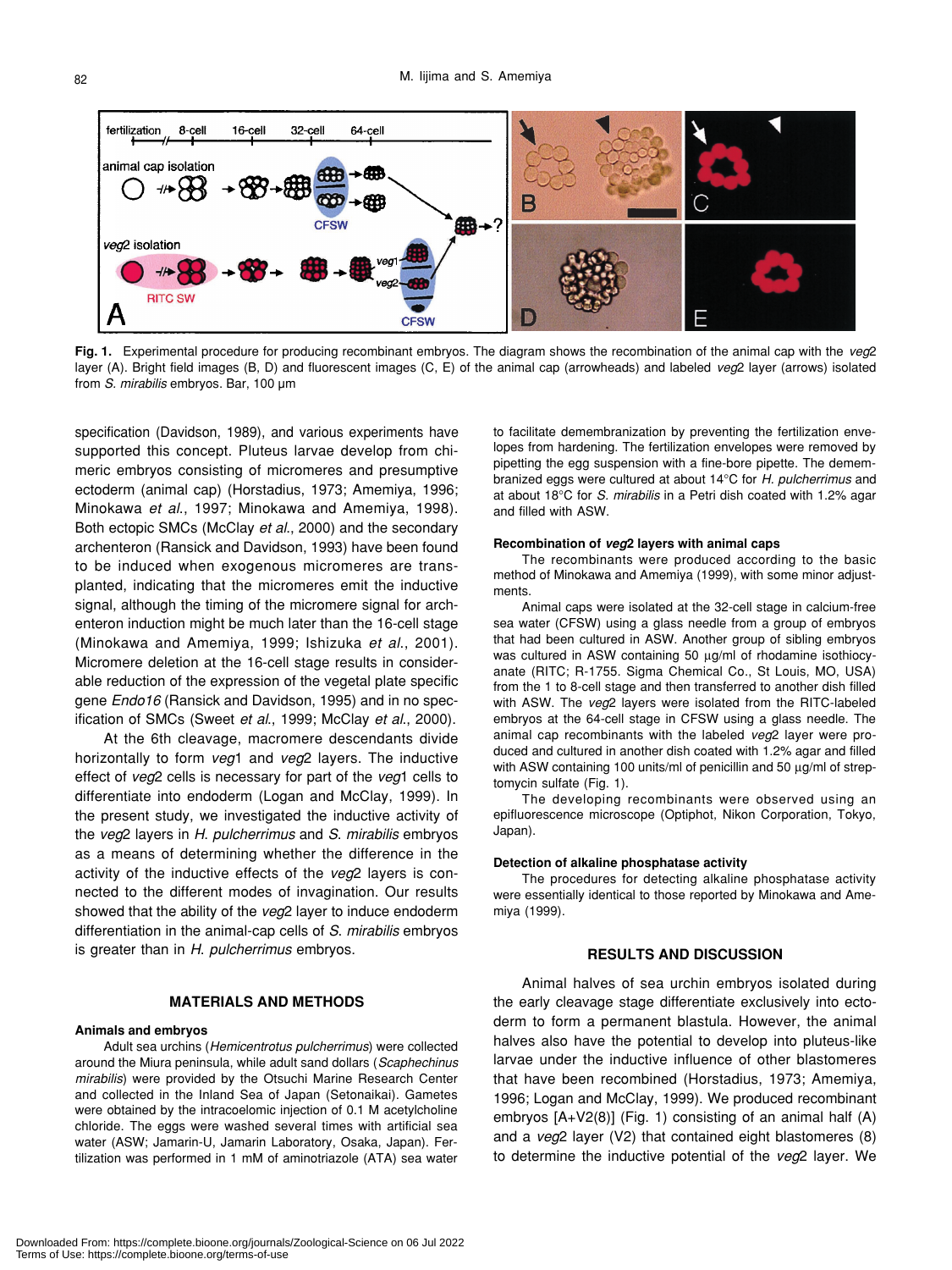**Fig. 1.** Experimental procedure for producing recombinant embryos. The diagram shows the recombination of the animal cap with the *veg2* layer (A). Bright field images (B, D) and fluorescent images (C, E) of the animal cap (arrowheads) and labeled *veg2* layer (arrows) isolated from *S. mirabilis* embryos. Bar, 100 µm

specification (Davidson, 1989), and various experiments have supported this concept. Pluteus larvae develop from chimeric embryos consisting of micromeres and presumptive ectoderm (animal cap) (Horstadius, 1973; Amemiya, 1996; Minokawa *et al.*, 1997; Minokawa and Amemiya, 1998). Both ectopic SMCs (McClay *et al.*, 2000) and the secondary archenteron (Ransick and Davidson, 1993) have been found to be induced when exogenous micromeres are transplanted, indicating that the micromeres emit the inductive signal, although the timing of the micromere signal for archenteron induction might be much later than the 16-cell stage (Minokawa and Amemiya, 1999; Ishizuka *et al.*, 2001). Micromere deletion at the 16-cell stage results in considerable reduction of the expression of the vegetal plate specific gene *Endo16* (Ransick and Davidson, 1995) and in no specification of SMCs (Sweet *et al.*, 1999; McClay *et al.*, 2000).

At the 6th cleavage, macromere descendants divide horizontally to form *veg1* and *veg2* layers. The inductive effect of *veg2* cells is necessary for part of the *veg1* cells to differentiate into endoderm (Logan and McClay, 1999). In the present study, we investigated the inductive activity of the *veg2* layers in *H. pulcherrimus* and *S. mirabilis* embryos as a means of determining whether the difference in the activity of the inductive effects of the *veg2* layers is connected to the different modes of invagination. Our results showed that the ability of the *veg2* layer to induce endoderm differentiation in the animal-cap cells of *S. mirabilis* embryos is greater than in *H. pulcherrimus* embryos.

## MATERIALS AND METHODS

### Animals and embryos

Adult sea urchins (*Hemicentrotus pulcherrimus*) were collected around the Miura peninsula, while adult sand dollars (*Scaphechinus mirabilis*) were provided by the Otsuchi Marine Research Center and collected in the Inland Sea of Japan (Setonaikai). Gametes were obtained by the intracoelomic injection of 0.1 M acetylcholine chloride. The eggs were washed several times with artificial sea water (ASW; Jamarin-U, Jamarin Laboratory, Osaka, Japan). Fertilization was performed in 1 mM of aminotriazole (ATA) sea water to facilitate demembranization by preventing the fertilization envelopes from hardening. The fertilization envelopes were removed by pipetting the egg suspension with a fine-bore pipette. The demembranized eggs were cultured at about 14°C for *H. pulcherrimus* and at about 18°C for *S. mirabilis* in a Petri dish coated with 1.2% agar and filled with ASW.

### Recombination of *veg2* layers with animal caps

The recombinants were produced according to the basic method of Minokawa and Amemiya (1999), with some minor adjustments.

Animal caps were isolated at the 32-cell stage in calcium-free sea water (CFSW) using a glass needle from a group of embryos that had been cultured in ASW. Another group of sibling embryos was cultured in ASW containing 50 µg/ml of rhodamine isothiocyanate (RITC; R-1755. Sigma Chemical Co., St Louis, MO, USA) from the 1 to 8-cell stage and then transferred to another dish filled with ASW. The *veg2* layers were isolated from the RITC-labeled embryos at the 64-cell stage in CFSW using a glass needle. The animal cap recombinants with the labeled *veg2* layer were produced and cultured in another dish coated with 1.2% agar and filled with ASW containing 100 units/ml of penicillin and 50 µg/ml of streptomycin sulfate (Fig. 1).

The developing recombinants were observed using an epifluorescence microscope (Optiphot, Nikon Corporation, Tokyo, Japan).

### Detection of alkaline phosphatase activity

The procedures for detecting alkaline phosphatase activity were essentially identical to those reported by Minokawa and Amemiya (1999).

## RESULTS AND DISCUSSION

Animal halves of sea urchin embryos isolated during the early cleavage stage differentiate exclusively into ectoderm to form a permanent blastula. However, the animal halves also have the potential to develop into pluteus-like larvae under the inductive influence of other blastomeres that have been recombined (Horstadius, 1973; Amemiya, 1996; Logan and McClay, 1999). We produced recombinant embryos [A+V2(8)] (Fig. 1) consisting of an animal half (A) and a *veg2* layer (V2) that contained eight blastomeres (8) to determine the inductive potential of the *veg2* layer. We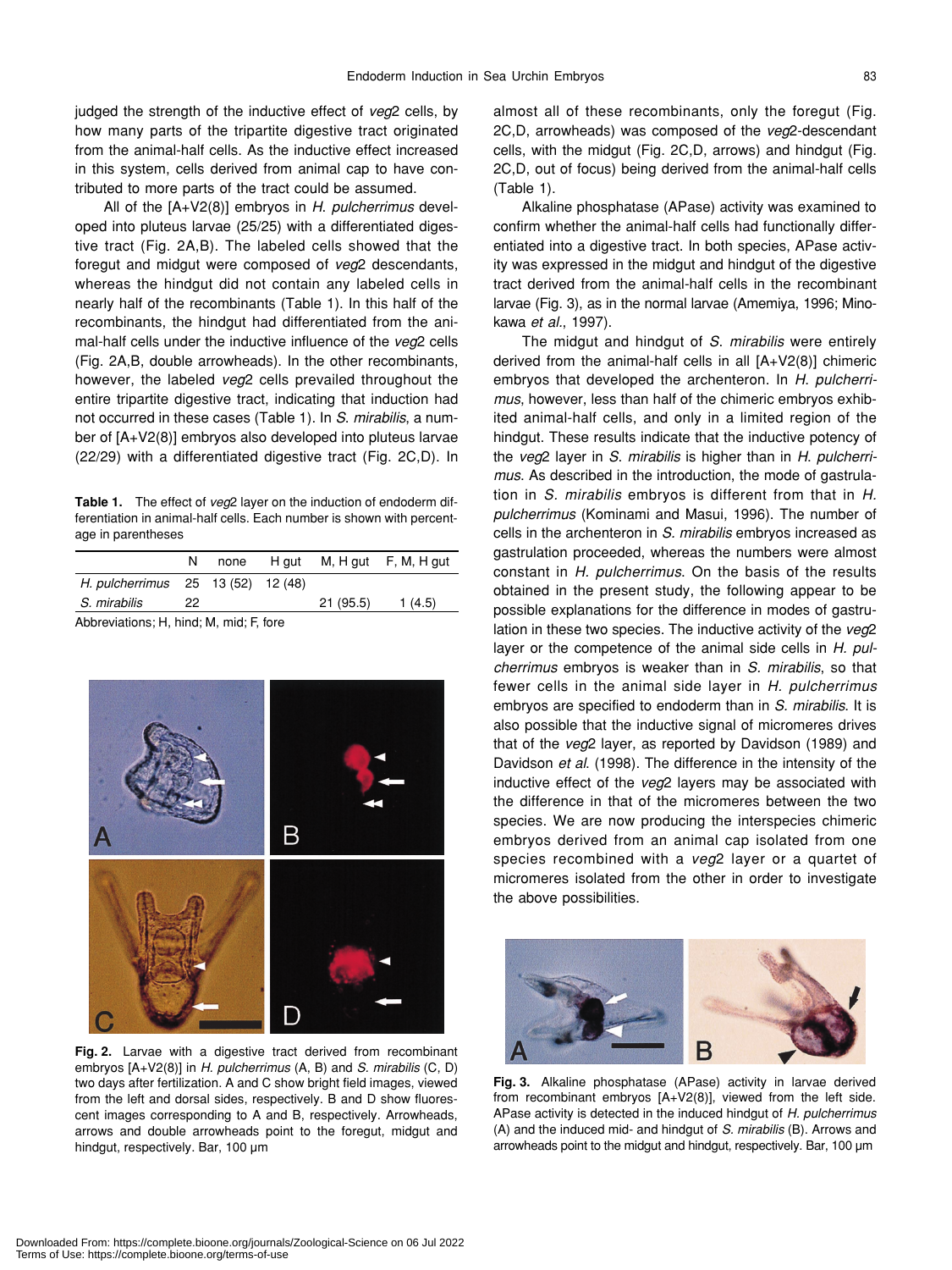judged the strength of the inductive effect of *veg*2 cells, by how many parts of the tripartite digestive tract originated from the animal-half cells. As the inductive effect increased in this system, cells derived from animal cap to have contributed to more parts of the tract could be assumed.

All of the [A+V2(8)] embryos in *H. pulcherrimus* developed into pluteus larvae (25/25) with a differentiated digestive tract (Fig. 2A,B). The labeled cells showed that the foregut and midgut were composed of *veg*2 descendants, whereas the hindgut did not contain any labeled cells in nearly half of the recombinants (Table 1). In this half of the recombinants, the hindgut had differentiated from the animal-half cells under the inductive influence of the *veg*2 cells (Fig. 2A,B, double arrowheads). In the other recombinants, however, the labeled *veg*2 cells prevailed throughout the entire tripartite digestive tract, indicating that induction had not occurred in these cases (Table 1). In *S. mirabilis*, a number of [A+V2(8)] embryos also developed into pluteus larvae (22/29) with a differentiated digestive tract (Fig. 2C,D). In almost all of these recombinants, only the foregut (Fig. 2C,D, arrowheads) was composed of the *veg*2-descendant cells, with the midgut (Fig. 2C,D, arrows) and hindgut (Fig. 2C,D, out of focus) being derived from the animal-half cells (Table 1).

**Table 1.** The effect of *veg*2 layer on the induction of endoderm differentiation in animal-half cells. Each number is shown with percentage in parentheses

| | N | none | H gut | M, H gut | F, M, H gut |
|---|---|---|---|---|---|
| *H. pulcherrimus* | 25 | 13 (52) | 12 (48) | | |
| *S. mirabilis* | 22 | | | 21 (95.5) | 1 (4.5) |

Abbreviations; H, hind; M, mid; F, fore

**Fig. 2.** Larvae with a digestive tract derived from recombinant embryos [A+V2(8)] in *H. pulcherrimus* (A, B) and *S. mirabilis* (C, D) two days after fertilization. A and C show bright field images, viewed from the left and dorsal sides, respectively. B and D show fluorescent images corresponding to A and B, respectively. Arrowheads, arrows and double arrowheads point to the foregut, midgut and hindgut, respectively. Bar, 100 µm

Alkaline phosphatase (APase) activity was examined to confirm whether the animal-half cells had functionally differentiated into a digestive tract. In both species, APase activity was expressed in the midgut and hindgut of the digestive tract derived from the animal-half cells in the recombinant larvae (Fig. 3), as in the normal larvae (Amemiya, 1996; Minokawa *et al*., 1997).

The midgut and hindgut of *S. mirabilis* were entirely derived from the animal-half cells in all [A+V2(8)] chimeric embryos that developed the archenteron. In *H. pulcherrimus*, however, less than half of the chimeric embryos exhibited animal-half cells, and only in a limited region of the hindgut. These results indicate that the inductive potency of the *veg*2 layer in *S. mirabilis* is higher than in *H. pulcherrimus*. As described in the introduction, the mode of gastrulation in *S. mirabilis* embryos is different from that in *H. pulcherrimus* (Kominami and Masui, 1996). The number of cells in the archenteron in *S. mirabilis* embryos increased as gastrulation proceeded, whereas the numbers were almost constant in *H. pulcherrimus*. On the basis of the results obtained in the present study, the following appear to be possible explanations for the difference in modes of gastrulation in these two species. The inductive activity of the *veg*2 layer or the competence of the animal side cells in *H. pulcherrimus* embryos is weaker than in *S. mirabilis*, so that fewer cells in the animal side layer in *H. pulcherrimus* embryos are specified to endoderm than in *S. mirabilis*. It is also possible that the inductive signal of micromeres drives that of the *veg*2 layer, as reported by Davidson (1989) and Davidson *et al*. (1998). The difference in the intensity of the inductive effect of the *veg*2 layers may be associated with the difference in that of the micromeres between the two species. We are now producing the interspecies chimeric embryos derived from an animal cap isolated from one species recombined with a *veg*2 layer or a quartet of micromeres isolated from the other in order to investigate the above possibilities.

**Fig. 3.** Alkaline phosphatase (APase) activity in larvae derived from recombinant embryos [A+V2(8)], viewed from the left side. APase activity is detected in the induced hindgut of *H. pulcherrimus* (A) and the induced mid- and hindgut of *S. mirabilis* (B). Arrows and arrowheads point to the midgut and hindgut, respectively. Bar, 100 µm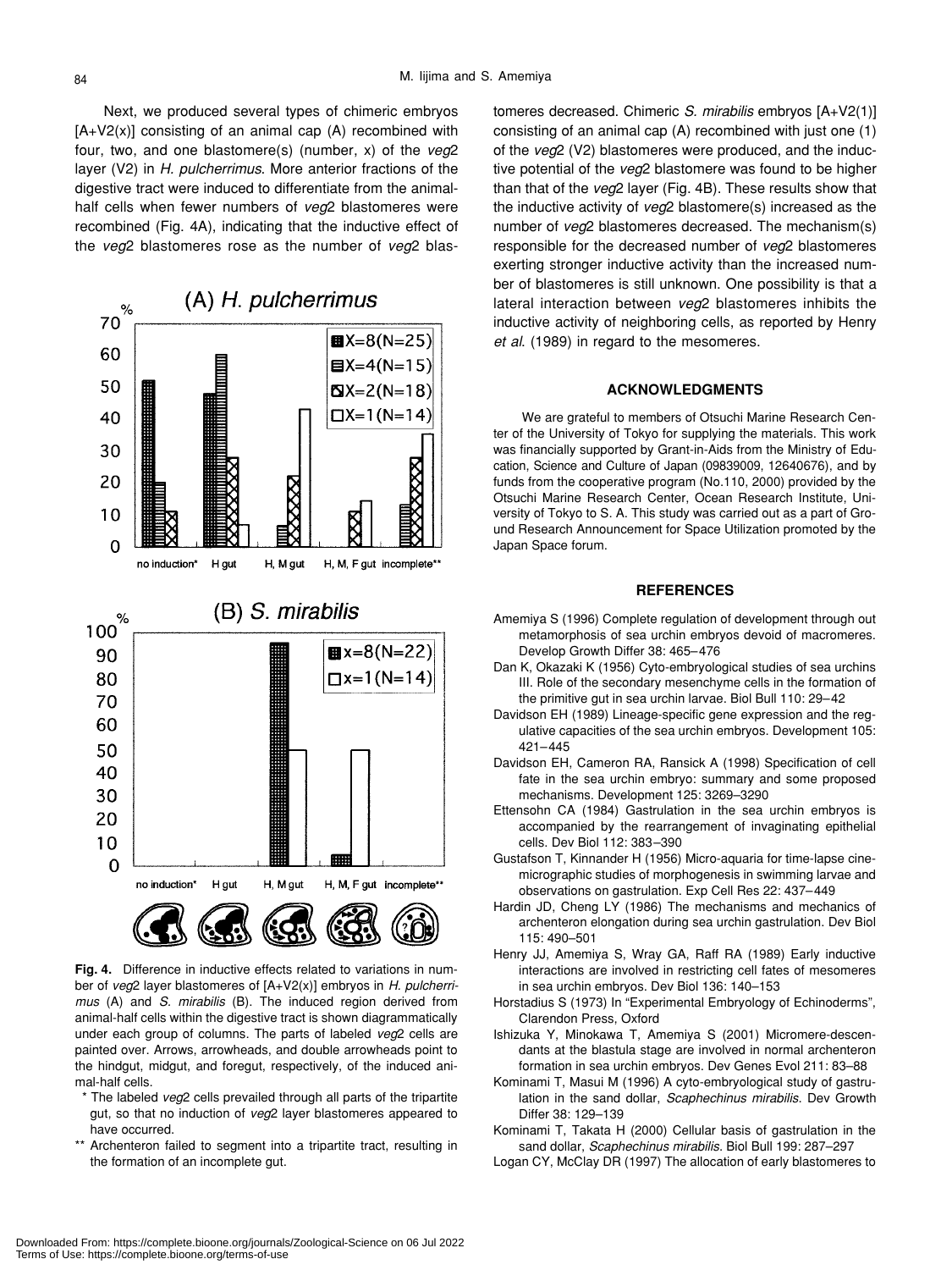Next, we produced several types of chimeric embryos [A+V2(x)] consisting of an animal cap (A) recombined with four, two, and one blastomere(s) (number, x) of the *veg*2 layer (V2) in *H. pulcherrimus*. More anterior fractions of the digestive tract were induced to differentiate from the animal-half cells when fewer numbers of *veg*2 blastomeres were recombined (Fig. 4A), indicating that the inductive effect of the *veg*2 blastomeres rose as the number of *veg*2 blastomeres decreased. Chimeric *S. mirabilis* embryos [A+V2(1)] consisting of an animal cap (A) recombined with just one (1) of the *veg*2 (V2) blastomeres were produced, and the inductive potential of the *veg*2 blastomere was found to be higher than that of the *veg*2 layer (Fig. 4B). These results show that the inductive activity of *veg*2 blastomere(s) increased as the number of *veg*2 blastomeres decreased. The mechanism(s) responsible for the decreased number of *veg*2 blastomeres exerting stronger inductive activity than the increased number of blastomeres is still unknown. One possibility is that a lateral interaction between *veg*2 blastomeres inhibits the inductive activity of neighboring cells, as reported by Henry *et al.* (1989) in regard to the mesomeres.

**Fig. 4.** Difference in inductive effects related to variations in number of *veg*2 layer blastomeres of [A+V2(x)] embryos in *H. pulcherrimus* (A) and *S. mirabilis* (B). The induced region derived from animal-half cells within the digestive tract is shown diagrammatically under each group of columns. The parts of labeled *veg*2 cells are painted over. Arrows, arrowheads, and double arrowheads point to the hindgut, midgut, and foregut, respectively, of the induced animal-half cells.

\* The labeled *veg*2 cells prevailed through all parts of the tripartite gut, so that no induction of *veg*2 layer blastomeres appeared to have occurred.

\*\* Archenteron failed to segment into a tripartite tract, resulting in the formation of an incomplete gut.

## ACKNOWLEDGMENTS

We are grateful to members of Otsuchi Marine Research Center of the University of Tokyo for supplying the materials. This work was financially supported by Grant-in-Aids from the Ministry of Education, Science and Culture of Japan (09839009, 12640676), and by funds from the cooperative program (No.110, 2000) provided by the Otsuchi Marine Research Center, Ocean Research Institute, University of Tokyo to S. A. This study was carried out as a part of Ground Research Announcement for Space Utilization promoted by the Japan Space forum.

## REFERENCES

Amemiya S (1996) Complete regulation of development through out metamorphosis of sea urchin embryos devoid of macromeres. Develop Growth Differ 38: 465–476

Dan K, Okazaki K (1956) Cyto-embryological studies of sea urchins III. Role of the secondary mesenchyme cells in the formation of the primitive gut in sea urchin larvae. Biol Bull 110: 29–42

Davidson EH (1989) Lineage-specific gene expression and the regulative capacities of the sea urchin embryos. Development 105: 421–445

Davidson EH, Cameron RA, Ransick A (1998) Specification of cell fate in the sea urchin embryo: summary and some proposed mechanisms. Development 125: 3269–3290

Ettensohn CA (1984) Gastrulation in the sea urchin embryos is accompanied by the rearrangement of invaginating epithelial cells. Dev Biol 112: 383–390

Gustafson T, Kinnander H (1956) Micro-aquaria for time-lapse cinemicrographic studies of morphogenesis in swimming larvae and observations on gastrulation. Exp Cell Res 22: 437–449

Hardin JD, Cheng LY (1986) The mechanisms and mechanics of archenteron elongation during sea urchin gastrulation. Dev Biol 115: 490–501

Henry JJ, Amemiya S, Wray GA, Raff RA (1989) Early inductive interactions are involved in restricting cell fates of mesomeres in sea urchin embryos. Dev Biol 136: 140–153

Horstadius S (1973) In "Experimental Embryology of Echinoderms", Clarendon Press, Oxford

Ishizuka Y, Minokawa T, Amemiya S (2001) Micromere-descendants at the blastula stage are involved in normal archenteron formation in sea urchin embryos. Dev Genes Evol 211: 83–88

Kominami T, Masui M (1996) A cyto-embryological study of gastrulation in the sand dollar, *Scaphechinus mirabilis*. Dev Growth Differ 38: 129–139

Kominami T, Takata H (2000) Cellular basis of gastrulation in the sand dollar, *Scaphechinus mirabilis*. Biol Bull 199: 287–297

Logan CY, McClay DR (1997) The allocation of early blastomeres to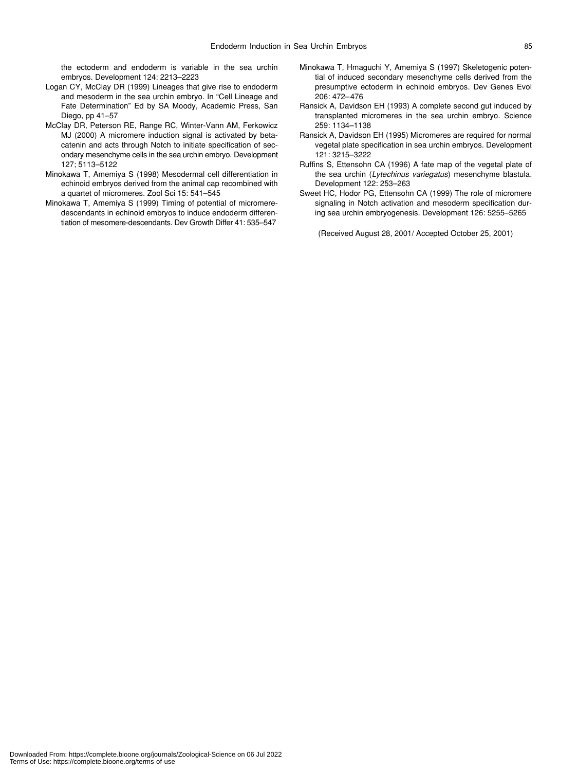the ectoderm and endoderm is variable in the sea urchin embryos. Development 124: 2213–2223

Logan CY, McClay DR (1999) Lineages that give rise to endoderm and mesoderm in the sea urchin embryo. In "Cell Lineage and Fate Determination" Ed by SA Moody, Academic Press, San Diego, pp 41–57

McClay DR, Peterson RE, Range RC, Winter-Vann AM, Ferkowicz MJ (2000) A micromere induction signal is activated by beta-catenin and acts through Notch to initiate specification of secondary mesenchyme cells in the sea urchin embryo. Development 127; 5113–5122

Minokawa T, Amemiya S (1998) Mesodermal cell differentiation in echinoid embryos derived from the animal cap recombined with a quartet of micromeres. Zool Sci 15: 541–545

Minokawa T, Amemiya S (1999) Timing of potential of micromere-descendants in echinoid embryos to induce endoderm differentiation of mesomere-descendants. Dev Growth Differ 41: 535–547

Minokawa T, Hmaguchi Y, Amemiya S (1997) Skeletogenic potential of induced secondary mesenchyme cells derived from the presumptive ectoderm in echinoid embryos. Dev Genes Evol 206: 472–476

Ransick A, Davidson EH (1993) A complete second gut induced by transplanted micromeres in the sea urchin embryo. Science 259: 1134–1138

Ransick A, Davidson EH (1995) Micromeres are required for normal vegetal plate specification in sea urchin embryos. Development 121: 3215–3222

Ruffins S, Ettensohn CA (1996) A fate map of the vegetal plate of the sea urchin (*Lytechinus variegatus*) mesenchyme blastula. Development 122: 253–263

Sweet HC, Hodor PG, Ettensohn CA (1999) The role of micromere signaling in Notch activation and mesoderm specification during sea urchin embryogenesis. Development 126: 5255–5265

(Received August 28, 2001/ Accepted October 25, 2001)